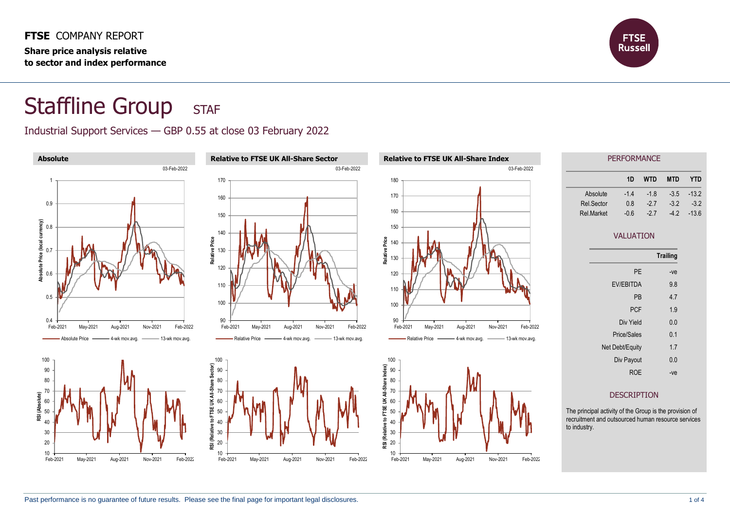**FTSE** COMPANY REPORT

**Share price analysis relative to sector and index performance**

# Staffline Group STAF

Industrial Support Services — GBP 0.55 at close 03 February 2022

### Absolute

03-Feb-2022

Absolute Price (local currency)

1
0.9
0.8
0.7
0.6
0.5
0.4

Feb-2021 May-2021 Aug-2021 Nov-2021 Feb-2022

Absolute Price — 4-wk mov.avg. — 13-wk mov.avg.

RSI (Absolute)

100 90 80 70 60 50 40 30 20 10

Feb-2021 May-2021 Aug-2021 Nov-2021 Feb-2022

### Relative to FTSE UK All-Share Sector

03-Feb-2022

Relative Price

170 160 150 140 130 120 110 100 90

Feb-2021 May-2021 Aug-2021 Nov-2021 Feb-2022

Relative Price — 4-wk mov.avg. — 13-wk mov.avg.

RSI (Relative to FTSE UK All-Share Sector)

100 90 80 70 60 50 40 30 20 10

Feb-2021 May-2021 Aug-2021 Nov-2021 Feb-2022

### Relative to FTSE UK All-Share Index

03-Feb-2022

Relative Price

180 170 160 150 140 130 120 110 100 90

Feb-2021 May-2021 Aug-2021 Nov-2021 Feb-2022

Relative Price — 4-wk mov.avg. — 13-wk mov.avg.

RSI (Relative to FTSE UK All-Share Index)

100 90 80 70 60 50 40 30 20 10

Feb-2021 May-2021 Aug-2021 Nov-2021 Feb-2022

## PERFORMANCE

| | 1D | WTD | MTD | YTD |
|---|---|---|---|---|
| Absolute | -1.4 | -1.8 | -3.5 | -13.2 |
| Rel.Sector | 0.8 | -2.7 | -3.2 | -3.2 |
| Rel.Market | -0.6 | -2.7 | -4.2 | -13.6 |

## VALUATION

| | Trailing |
|---|---|
| PE | -ve |
| EV/EBITDA | 9.8 |
| PB | 4.7 |
| PCF | 1.9 |
| Div Yield | 0.0 |
| Price/Sales | 0.1 |
| Net Debt/Equity | 1.7 |
| Div Payout | 0.0 |
| ROE | -ve |

## DESCRIPTION

The principal activity of the Group is the provision of recruitment and outsourced human resource services to industry.

Past performance is no guarantee of future results. Please see the final page for important legal disclosures.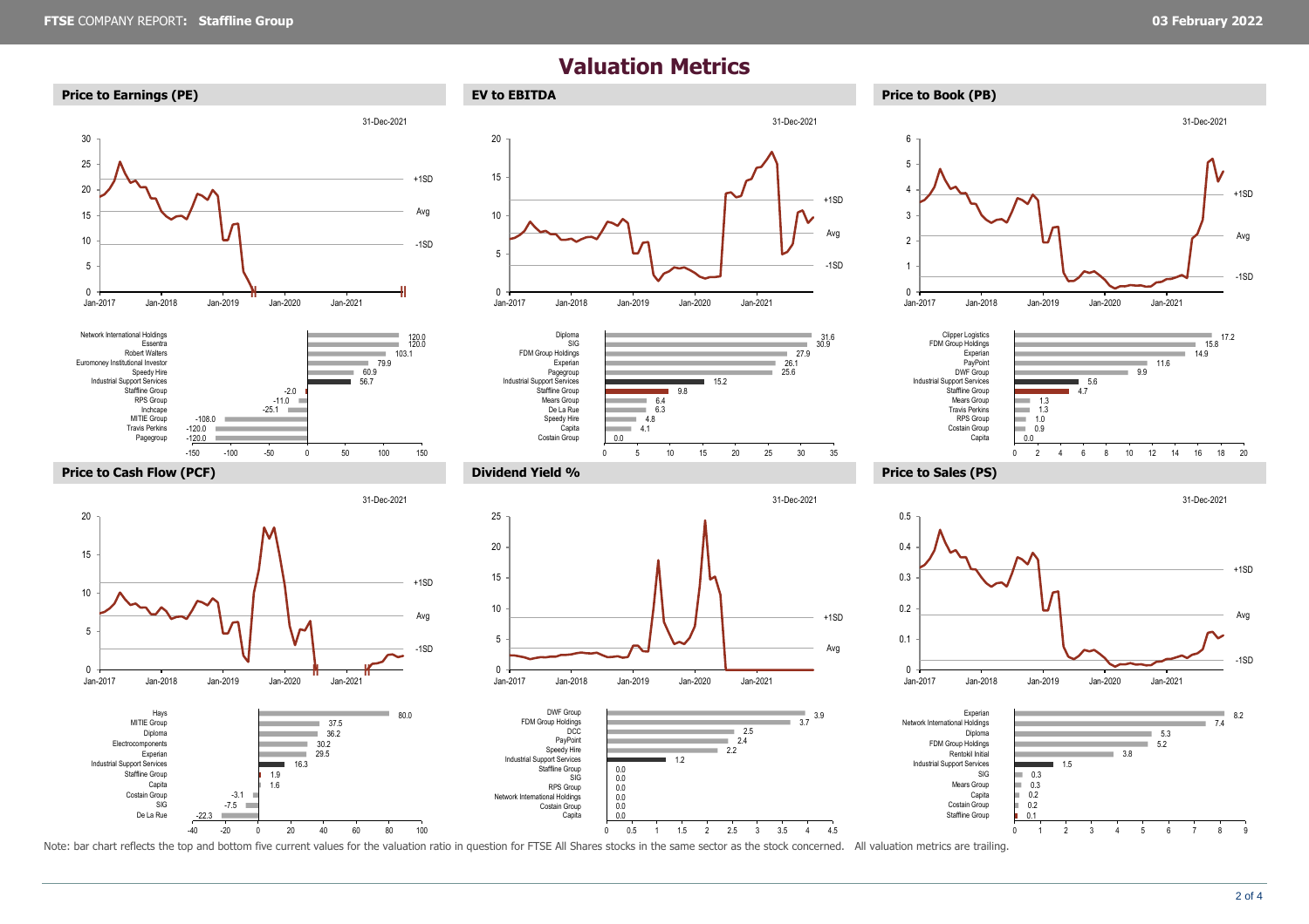# Valuation Metrics

## Price to Earnings (PE)

31-Dec-2021

30
25
20
15
10
5
0

Jan-2017 Jan-2018 Jan-2019 Jan-2020 Jan-2021

+1SD
Avg
-1SD

Network International Holdings 120.0
Essentra 120.0
Robert Walters 103.1
Euromoney Institutional Investor 79.9
Speedy Hire 60.9
Industrial Support Services 56.7
Staffline Group -2.0
RPS Group -11.0
Inchcape -25.1
MITIE Group -108.0
Travis Perkins -120.0
Pagegroup -120.0

-150 -100 -50 0 50 100 150

## EV to EBITDA

31-Dec-2021

20
15
10
5
0

Jan-2017 Jan-2018 Jan-2019 Jan-2020 Jan-2021

+1SD
Avg
-1SD

Diploma 31.6
SIG 30.9
FDM Group Holdings 27.9
Experian 26.1
Pagegroup 25.6
Industrial Support Services 15.2
Staffline Group 9.8
Mears Group 6.4
De La Rue 6.3
Speedy Hire 4.8
Capita 4.1
Costain Group 0.0

0 5 10 15 20 25 30 35

## Price to Book (PB)

31-Dec-2021

6
5
4
3
2
1
0

Jan-2017 Jan-2018 Jan-2019 Jan-2020 Jan-2021

+1SD
Avg
-1SD

Clipper Logistics 17.2
FDM Group Holdings 15.8
Experian 14.9
PayPoint 11.6
DWF Group 9.9
Industrial Support Services 5.6
Staffline Group 4.7
Mears Group 1.3
Travis Perkins 1.3
RPS Group 1.0
Costain Group 0.9
Capita 0.0

0 2 4 6 8 10 12 14 16 18 20

## Price to Cash Flow (PCF)

31-Dec-2021

20
15
10
5
0

Jan-2017 Jan-2018 Jan-2019 Jan-2020 Jan-2021

+1SD
Avg
-1SD

Hays 80.0
MITIE Group 37.5
Diploma 36.2
Electrocomponents 30.2
Experian 29.5
Industrial Support Services 16.3
Staffline Group 1.9
Capita 1.6
Costain Group -3.1
SIG -7.5
De La Rue -22.3

-40 -20 0 20 40 60 80 100

## Dividend Yield %

31-Dec-2021

25
20
15
10
5
0

Jan-2017 Jan-2018 Jan-2019 Jan-2020 Jan-2021

+1SD
Avg

DWF Group 3.9
FDM Group Holdings 3.7
DCC 2.5
PayPoint 2.4
Speedy Hire 2.2
Industrial Support Services 1.2
Staffline Group 0.0
SIG 0.0
RPS Group 0.0
Network International Holdings 0.0
Costain Group 0.0
Capita 0.0

0 0.5 1 1.5 2 2.5 3 3.5 4 4.5

## Price to Sales (PS)

31-Dec-2021

0.5
0.4
0.3
0.2
0.1
0

Jan-2017 Jan-2018 Jan-2019 Jan-2020 Jan-2021

+1SD
Avg
-1SD

Experian 8.2
Network International Holdings 7.4
Diploma 5.3
FDM Group Holdings 5.2
Rentokil Initial 3.8
Industrial Support Services 1.5
SIG 0.3
Mears Group 0.3
Capita 0.2
Costain Group 0.2
Staffline Group 0.1

0 1 2 3 4 5 6 7 8 9

Note: bar chart reflects the top and bottom five current values for the valuation ratio in question for FTSE All Shares stocks in the same sector as the stock concerned. All valuation metrics are trailing.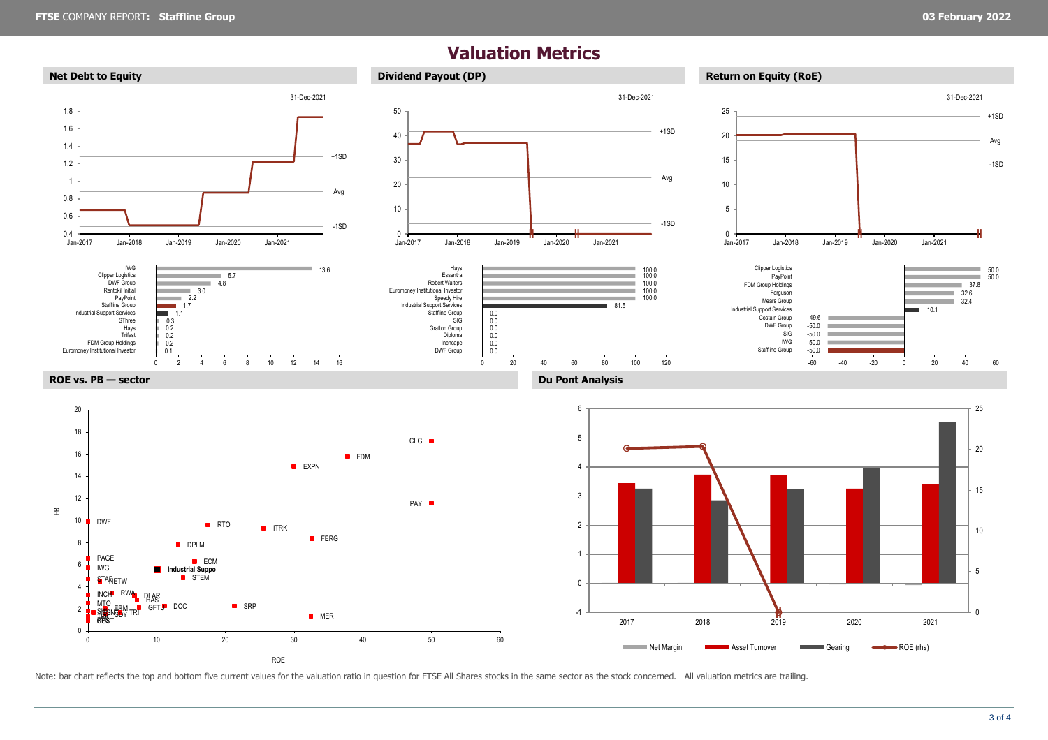# Valuation Metrics

## Net Debt to Equity

31-Dec-2021

1.8
1.6
1.4
1.2
1
0.8
0.6
0.4

+1SD
Avg
-1SD

Jan-2017 Jan-2018 Jan-2019 Jan-2020 Jan-2021

IWG 13.6
Clipper Logistics 5.7
DWF Group 4.8
Rentokil Initial 3.0
PayPoint 2.2
Staffline Group 1.7
Industrial Support Services 1.1
SThree 0.3
Hays 0.2
Trifast 0.2
FDM Group Holdings 0.2
Euromoney Institutional Investor 0.1

0 2 4 6 8 10 12 14 16

## Dividend Payout (DP)

31-Dec-2021

50
40
30
20
10
0

+1SD
Avg
-1SD

Jan-2017 Jan-2018 Jan-2019 Jan-2020 Jan-2021

Hays 100.0
Essentra 100.0
Robert Walters 100.0
Euromoney Institutional Investor 100.0
Speedy Hire 100.0
Industrial Support Services 81.5
Staffline Group 0.0
SIG 0.0
Grafton Group 0.0
Diploma 0.0
Inchcape 0.0
DWF Group 0.0

0 20 40 60 80 100 120

## Return on Equity (RoE)

31-Dec-2021

25
20
15
10
5
0

+1SD
Avg
-1SD

Jan-2017 Jan-2018 Jan-2019 Jan-2020 Jan-2021

Clipper Logistics 50.0
PayPoint 50.0
FDM Group Holdings 37.8
Ferguson 32.6
Mears Group 32.4
Industrial Support Services 10.1
Costain Group -49.6
DWF Group -50.0
SIG -50.0
IWG -50.0
Staffline Group -50.0

-60 -40 -20 0 20 40 60

## ROE vs. PB — sector

PB

ROE

20
18
16
14
12
10
8
6
4
2
0

0 10 20 30 40 50 60

CLG
FDM
EXPN
PAY
DWF
RTO
ITRK
FERG
DPLM
PAGE
IWG
ECM
Industrial Suppo
STEM
STAF
NETW
INCH
RWA
DLAR
HAS
MTO
SIG
ERM
GFTU
DCC
SRP
SDY
TRI
MER
COST

## Du Pont Analysis

6
5
4
3
2
1
0
-1

25
20
15
10
5
0

2017 2018 2019 2020 2021

Net Margin
Asset Turnover
Gearing
ROE (rhs)

Note: bar chart reflects the top and bottom five current values for the valuation ratio in question for FTSE All Shares stocks in the same sector as the stock concerned. All valuation metrics are trailing.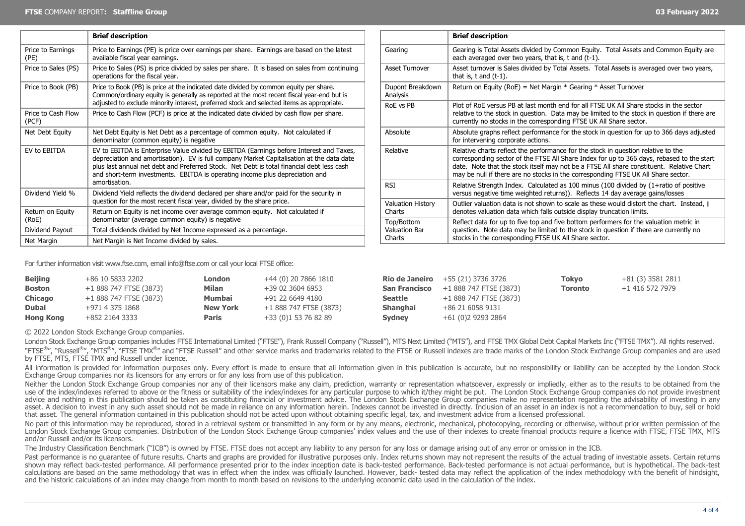| | Brief description |
|---|---|
| Price to Earnings (PE) | Price to Earnings (PE) is price over earnings per share. Earnings are based on the latest available fiscal year earnings. |
| Price to Sales (PS) | Price to Sales (PS) is price divided by sales per share. It is based on sales from continuing operations for the fiscal year. |
| Price to Book (PB) | Price to Book (PB) is price at the indicated date divided by common equity per share. Common/ordinary equity is generally as reported at the most recent fiscal year-end but is adjusted to exclude minority interest, preferred stock and selected items as appropriate. |
| Price to Cash Flow (PCF) | Price to Cash Flow (PCF) is price at the indicated date divided by cash flow per share. |
| Net Debt Equity | Net Debt Equity is Net Debt as a percentage of common equity. Not calculated if denominator (common equity) is negative |
| EV to EBITDA | EV to EBITDA is Enterprise Value divided by EBITDA (Earnings before Interest and Taxes, depreciation and amortisation). EV is full company Market Capitalisation at the data date plus last annual net debt and Preferred Stock. Net Debt is total financial debt less cash and short-term investments. EBITDA is operating income plus depreciation and amortisation. |
| Dividend Yield % | Dividend Yield reflects the dividend declared per share and/or paid for the security in question for the most recent fiscal year, divided by the share price. |
| Return on Equity (RoE) | Return on Equity is net income over average common equity. Not calculated if denominator (average common equity) is negative |
| Dividend Payout | Total dividends divided by Net Income expressed as a percentage. |
| Net Margin | Net Margin is Net Income divided by sales. |

| | Brief description |
|---|---|
| Gearing | Gearing is Total Assets divided by Common Equity. Total Assets and Common Equity are each averaged over two years, that is, t and (t-1). |
| Asset Turnover | Asset turnover is Sales divided by Total Assets. Total Assets is averaged over two years, that is, t and (t-1). |
| Dupont Breakdown Analysis | Return on Equity (RoE) = Net Margin * Gearing * Asset Turnover |
| RoE vs PB | Plot of RoE versus PB at last month end for all FTSE UK All Share stocks in the sector relative to the stock in question. Data may be limited to the stock in question if there are currently no stocks in the corresponding FTSE UK All Share sector. |
| Absolute | Absolute graphs reflect performance for the stock in question for up to 366 days adjusted for intervening corporate actions. |
| Relative | Relative charts reflect the performance for the stock in question relative to the corresponding sector of the FTSE All Share Index for up to 366 days, rebased to the start date. Note that the stock itself may not be a FTSE All share constituent. Relative Chart may be null if there are no stocks in the corresponding FTSE UK All Share sector. |
| RSI | Relative Strength Index. Calculated as 100 minus (100 divided by (1+ratio of positive versus negative time weighted returns)). Reflects 14 day average gains/losses |
| Valuation History Charts | Outlier valuation data is not shown to scale as these would distort the chart. Instead, ∥ denotes valuation data which falls outside display truncation limits. |
| Top/Bottom Valuation Bar Charts | Reflect data for up to five top and five bottom performers for the valuation metric in question. Note data may be limited to the stock in question if there are currently no stocks in the corresponding FTSE UK All Share sector. |

For further information visit www.ftse.com, email info@ftse.com or call your local FTSE office:

| | | | | | | | |
|---|---|---|---|---|---|---|---|
| **Beijing** | +86 10 5833 2202 | **London** | +44 (0) 20 7866 1810 | **Rio de Janeiro** | +55 (21) 3736 3726 | **Tokyo** | +81 (3) 3581 2811 |
| **Boston** | +1 888 747 FTSE (3873) | **Milan** | +39 02 3604 6953 | **San Francisco** | +1 888 747 FTSE (3873) | **Toronto** | +1 416 572 7979 |
| **Chicago** | +1 888 747 FTSE (3873) | **Mumbai** | +91 22 6649 4180 | **Seattle** | +1 888 747 FTSE (3873) | | |
| **Dubai** | +971 4 375 1868 | **New York** | +1 888 747 FTSE (3873) | **Shanghai** | +86 21 6058 9131 | | |
| **Hong Kong** | +852 2164 3333 | **Paris** | +33 (0)1 53 76 82 89 | **Sydney** | +61 (0)2 9293 2864 | | |

© 2022 London Stock Exchange Group companies.

London Stock Exchange Group companies includes FTSE International Limited ("FTSE"), Frank Russell Company ("Russell"), MTS Next Limited ("MTS"), and FTSE TMX Global Debt Capital Markets Inc ("FTSE TMX"). All rights reserved. "FTSE®", "Russell®", "MTS®", "FTSE TMX®" and "FTSE Russell" and other service marks and trademarks related to the FTSE or Russell indexes are trade marks of the London Stock Exchange Group companies and are used by FTSE, MTS, FTSE TMX and Russell under licence.

All information is provided for information purposes only. Every effort is made to ensure that all information given in this publication is accurate, but no responsibility or liability can be accepted by the London Stock Exchange Group companies nor its licensors for any errors or for any loss from use of this publication.

Neither the London Stock Exchange Group companies nor any of their licensors make any claim, prediction, warranty or representation whatsoever, expressly or impliedly, either as to the results to be obtained from the use of the index/indexes referred to above or the fitness or suitability of the index/indexes for any particular purpose to which it/they might be put. The London Stock Exchange Group companies do not provide investment advice and nothing in this publication should be taken as constituting financial or investment advice. The London Stock Exchange Group companies make no representation regarding the advisability of investing in any asset. A decision to invest in any such asset should not be made in reliance on any information herein. Indexes cannot be invested in directly. Inclusion of an asset in an index is not a recommendation to buy, sell or hold that asset. The general information contained in this publication should not be acted upon without obtaining specific legal, tax, and investment advice from a licensed professional.

No part of this information may be reproduced, stored in a retrieval system or transmitted in any form or by any means, electronic, mechanical, photocopying, recording or otherwise, without prior written permission of the London Stock Exchange Group companies. Distribution of the London Stock Exchange Group companies' index values and the use of their indexes to create financial products require a licence with FTSE, FTSE TMX, MTS and/or Russell and/or its licensors.

The Industry Classification Benchmark ("ICB") is owned by FTSE. FTSE does not accept any liability to any person for any loss or damage arising out of any error or omission in the ICB.

Past performance is no guarantee of future results. Charts and graphs are provided for illustrative purposes only. Index returns shown may not represent the results of the actual trading of investable assets. Certain returns shown may reflect back-tested performance. All performance presented prior to the index inception date is back-tested performance. Back-tested performance is not actual performance, but is hypothetical. The back-test calculations are based on the same methodology that was in effect when the index was officially launched. However, back- tested data may reflect the application of the index methodology with the benefit of hindsight, and the historic calculations of an index may change from month to month based on revisions to the underlying economic data used in the calculation of the index.